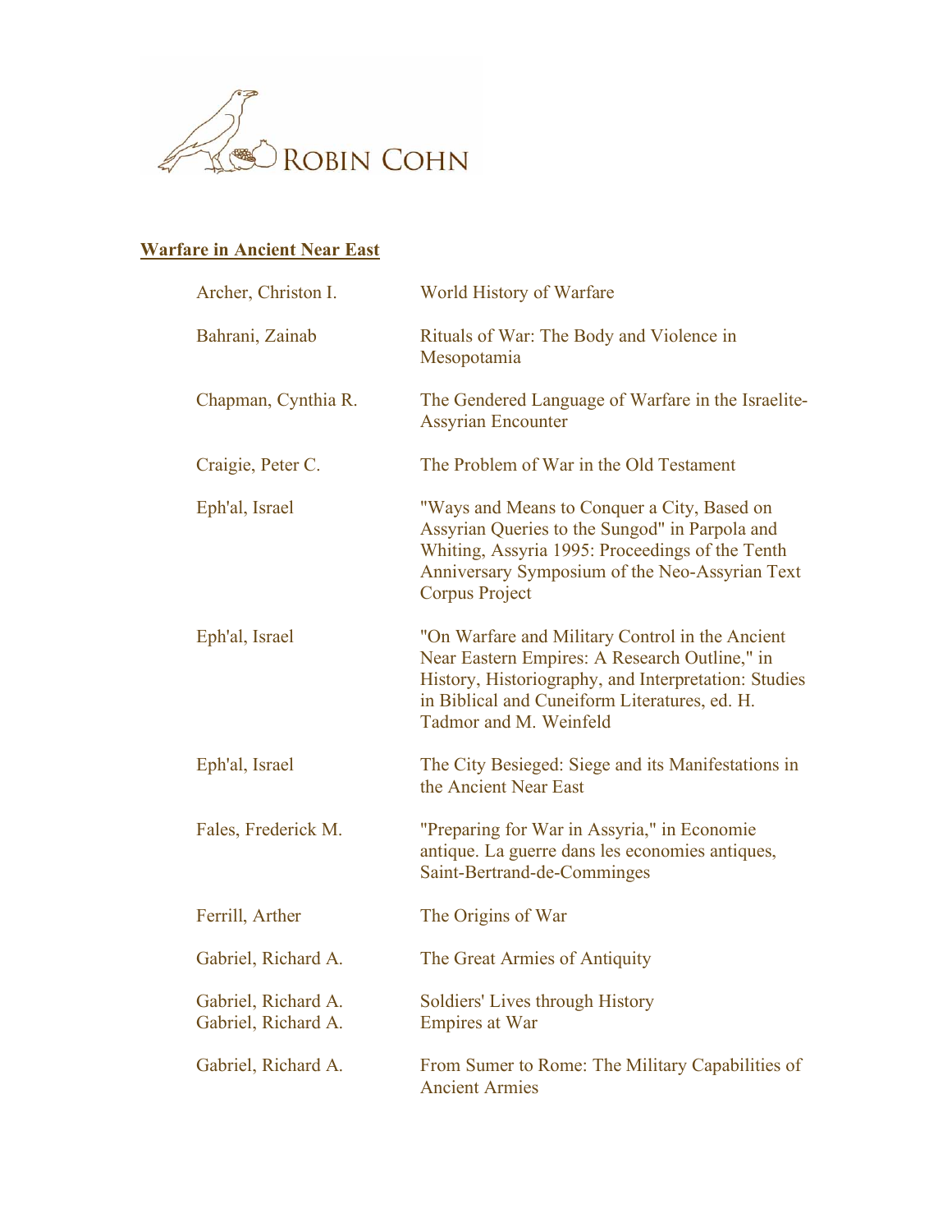ROBIN COHN

## Warfare in Ancient Near East

| Author | Title |
|---|---|
| Archer, Christon I. | World History of Warfare |
| Bahrani, Zainab | Rituals of War: The Body and Violence in Mesopotamia |
| Chapman, Cynthia R. | The Gendered Language of Warfare in the Israelite-Assyrian Encounter |
| Craigie, Peter C. | The Problem of War in the Old Testament |
| Eph'al, Israel | "Ways and Means to Conquer a City, Based on Assyrian Queries to the Sungod" in Parpola and Whiting, Assyria 1995: Proceedings of the Tenth Anniversary Symposium of the Neo-Assyrian Text Corpus Project |
| Eph'al, Israel | "On Warfare and Military Control in the Ancient Near Eastern Empires: A Research Outline," in History, Historiography, and Interpretation: Studies in Biblical and Cuneiform Literatures, ed. H. Tadmor and M. Weinfeld |
| Eph'al, Israel | The City Besieged: Siege and its Manifestations in the Ancient Near East |
| Fales, Frederick M. | "Preparing for War in Assyria," in Economie antique. La guerre dans les economies antiques, Saint-Bertrand-de-Comminges |
| Ferrill, Arther | The Origins of War |
| Gabriel, Richard A. | The Great Armies of Antiquity |
| Gabriel, Richard A. | Soldiers' Lives through History |
| Gabriel, Richard A. | Empires at War |
| Gabriel, Richard A. | From Sumer to Rome: The Military Capabilities of Ancient Armies |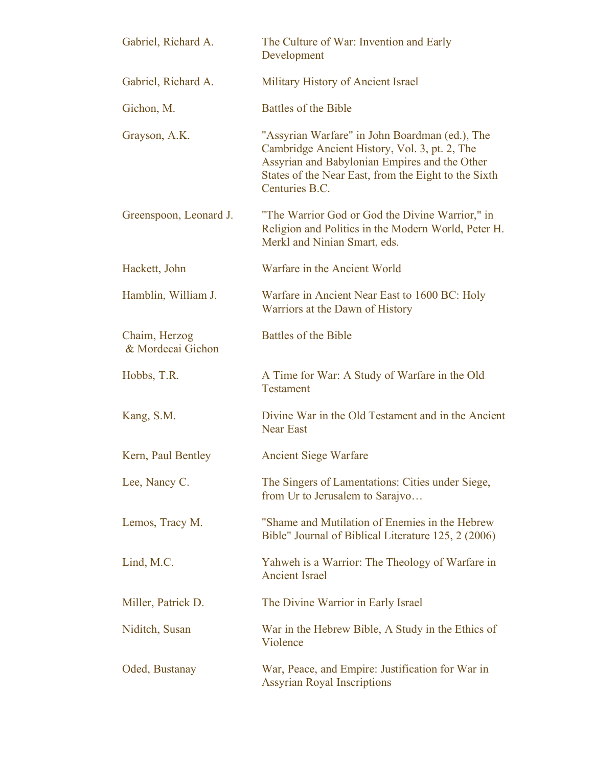| | |
|---|---|
| Gabriel, Richard A. | The Culture of War: Invention and Early Development |
| Gabriel, Richard A. | Military History of Ancient Israel |
| Gichon, M. | Battles of the Bible |
| Grayson, A.K. | "Assyrian Warfare" in John Boardman (ed.), The Cambridge Ancient History, Vol. 3, pt. 2, The Assyrian and Babylonian Empires and the Other States of the Near East, from the Eight to the Sixth Centuries B.C. |
| Greenspoon, Leonard J. | "The Warrior God or God the Divine Warrior," in Religion and Politics in the Modern World, Peter H. Merkl and Ninian Smart, eds. |
| Hackett, John | Warfare in the Ancient World |
| Hamblin, William J. | Warfare in Ancient Near East to 1600 BC: Holy Warriors at the Dawn of History |
| Chaim, Herzog & Mordecai Gichon | Battles of the Bible |
| Hobbs, T.R. | A Time for War: A Study of Warfare in the Old Testament |
| Kang, S.M. | Divine War in the Old Testament and in the Ancient Near East |
| Kern, Paul Bentley | Ancient Siege Warfare |
| Lee, Nancy C. | The Singers of Lamentations: Cities under Siege, from Ur to Jerusalem to Sarajvo… |
| Lemos, Tracy M. | "Shame and Mutilation of Enemies in the Hebrew Bible" Journal of Biblical Literature 125, 2 (2006) |
| Lind, M.C. | Yahweh is a Warrior: The Theology of Warfare in Ancient Israel |
| Miller, Patrick D. | The Divine Warrior in Early Israel |
| Niditch, Susan | War in the Hebrew Bible, A Study in the Ethics of Violence |
| Oded, Bustanay | War, Peace, and Empire: Justification for War in Assyrian Royal Inscriptions |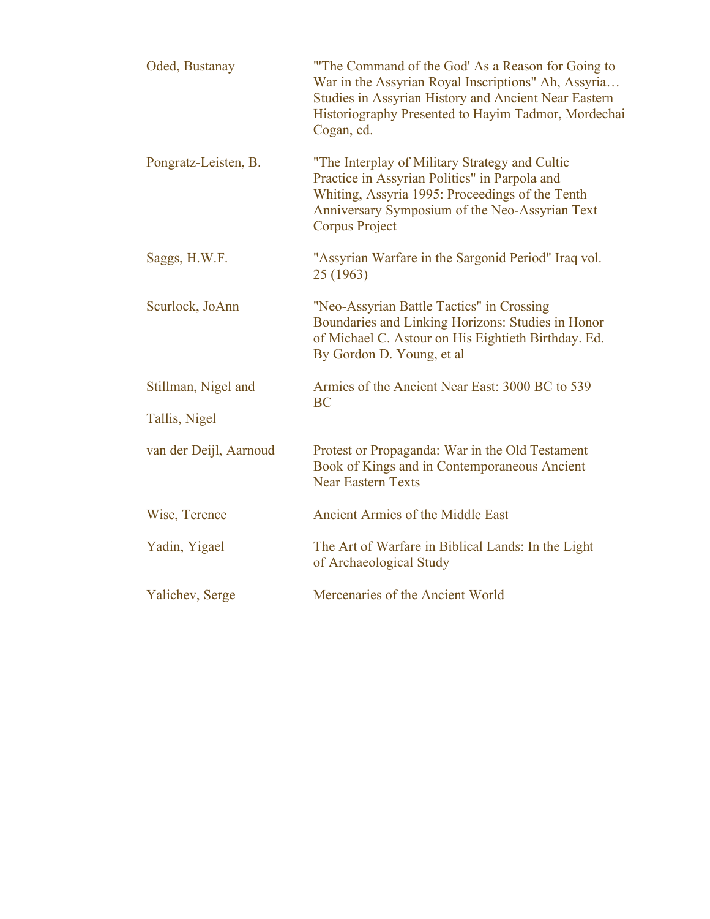| | |
|---|---|
| Oded, Bustanay | "'The Command of the God' As a Reason for Going to War in the Assyrian Royal Inscriptions" Ah, Assyria… Studies in Assyrian History and Ancient Near Eastern Historiography Presented to Hayim Tadmor, Mordechai Cogan, ed. |
| Pongratz-Leisten, B. | "The Interplay of Military Strategy and Cultic Practice in Assyrian Politics" in Parpola and Whiting, Assyria 1995: Proceedings of the Tenth Anniversary Symposium of the Neo-Assyrian Text Corpus Project |
| Saggs, H.W.F. | "Assyrian Warfare in the Sargonid Period" Iraq vol. 25 (1963) |
| Scurlock, JoAnn | "Neo-Assyrian Battle Tactics" in Crossing Boundaries and Linking Horizons: Studies in Honor of Michael C. Astour on His Eightieth Birthday. Ed. By Gordon D. Young, et al |
| Stillman, Nigel and Tallis, Nigel | Armies of the Ancient Near East: 3000 BC to 539 BC |
| van der Deijl, Aarnoud | Protest or Propaganda: War in the Old Testament Book of Kings and in Contemporaneous Ancient Near Eastern Texts |
| Wise, Terence | Ancient Armies of the Middle East |
| Yadin, Yigael | The Art of Warfare in Biblical Lands: In the Light of Archaeological Study |
| Yalichev, Serge | Mercenaries of the Ancient World |